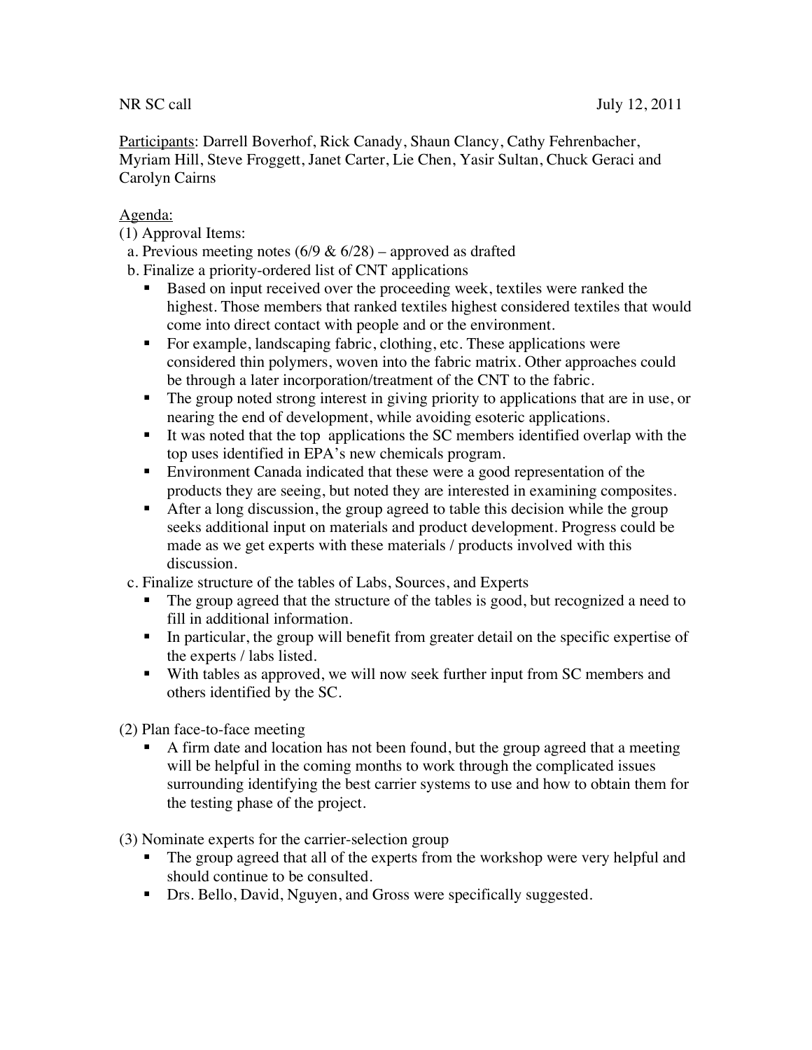NR SC call July 12, 2011

<u>Participants</u>: Darrell Boverhof, Rick Canady, Shaun Clancy, Cathy Fehrenbacher, Myriam Hill, Steve Froggett, Janet Carter, Lie Chen, Yasir Sultan, Chuck Geraci and Carolyn Cairns

<u>Agenda:</u>

(1) Approval Items:

a. Previous meeting notes (6/9 & 6/28) – approved as drafted

b. Finalize a priority-ordered list of CNT applications

- Based on input received over the proceeding week, textiles were ranked the highest. Those members that ranked textiles highest considered textiles that would come into direct contact with people and or the environment.
- For example, landscaping fabric, clothing, etc. These applications were considered thin polymers, woven into the fabric matrix. Other approaches could be through a later incorporation/treatment of the CNT to the fabric.
- The group noted strong interest in giving priority to applications that are in use, or nearing the end of development, while avoiding esoteric applications.
- It was noted that the top applications the SC members identified overlap with the top uses identified in EPA's new chemicals program.
- Environment Canada indicated that these were a good representation of the products they are seeing, but noted they are interested in examining composites.
- After a long discussion, the group agreed to table this decision while the group seeks additional input on materials and product development. Progress could be made as we get experts with these materials / products involved with this discussion.

c. Finalize structure of the tables of Labs, Sources, and Experts

- The group agreed that the structure of the tables is good, but recognized a need to fill in additional information.
- In particular, the group will benefit from greater detail on the specific expertise of the experts / labs listed.
- With tables as approved, we will now seek further input from SC members and others identified by the SC.

(2) Plan face-to-face meeting

- A firm date and location has not been found, but the group agreed that a meeting will be helpful in the coming months to work through the complicated issues surrounding identifying the best carrier systems to use and how to obtain them for the testing phase of the project.

(3) Nominate experts for the carrier-selection group

- The group agreed that all of the experts from the workshop were very helpful and should continue to be consulted.
- Drs. Bello, David, Nguyen, and Gross were specifically suggested.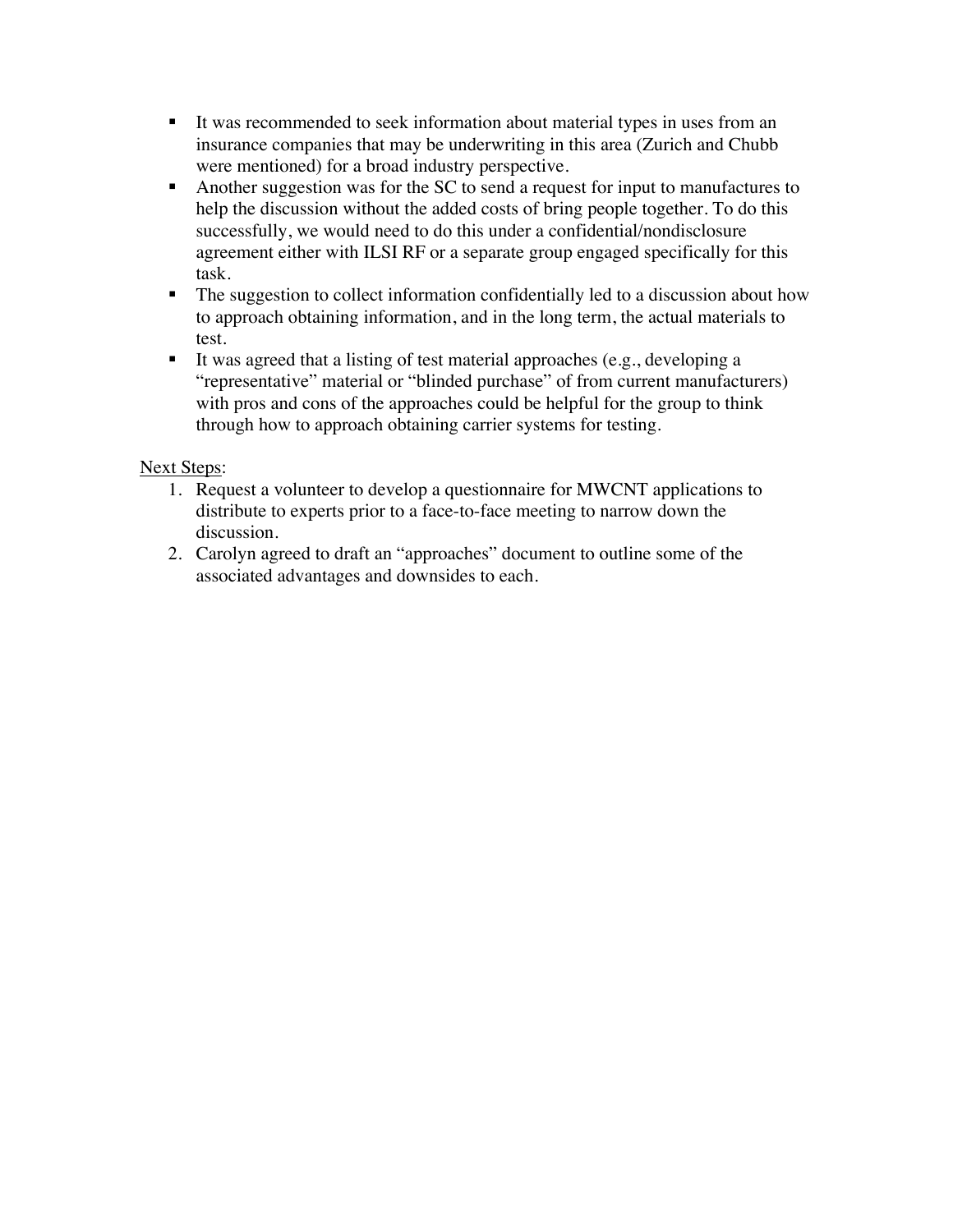- It was recommended to seek information about material types in uses from an insurance companies that may be underwriting in this area (Zurich and Chubb were mentioned) for a broad industry perspective.
- Another suggestion was for the SC to send a request for input to manufactures to help the discussion without the added costs of bring people together. To do this successfully, we would need to do this under a confidential/nondisclosure agreement either with ILSI RF or a separate group engaged specifically for this task.
- The suggestion to collect information confidentially led to a discussion about how to approach obtaining information, and in the long term, the actual materials to test.
- It was agreed that a listing of test material approaches (e.g., developing a "representative" material or "blinded purchase" of from current manufacturers) with pros and cons of the approaches could be helpful for the group to think through how to approach obtaining carrier systems for testing.

<u>Next Steps</u>:

1. Request a volunteer to develop a questionnaire for MWCNT applications to distribute to experts prior to a face-to-face meeting to narrow down the discussion.
2. Carolyn agreed to draft an "approaches" document to outline some of the associated advantages and downsides to each.